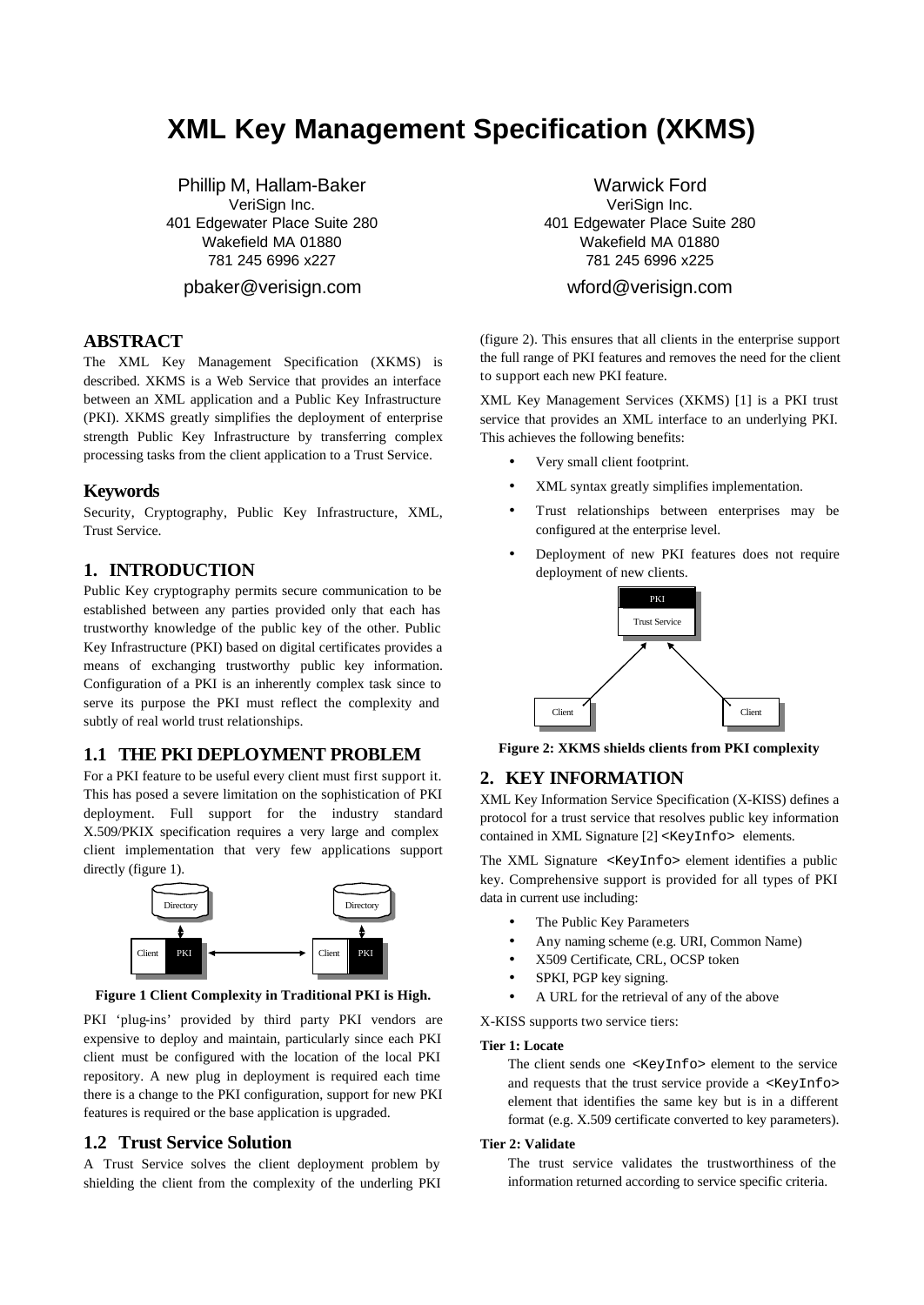# XML Key Management Specification (XKMS)

Phillip M, Hallam-Baker
VeriSign Inc.
401 Edgewater Place Suite 280
Wakefield MA 01880
781 245 6996 x227
pbaker@verisign.com

Warwick Ford
VeriSign Inc.
401 Edgewater Place Suite 280
Wakefield MA 01880
781 245 6996 x225
wford@verisign.com

## ABSTRACT

The XML Key Management Specification (XKMS) is described. XKMS is a Web Service that provides an interface between an XML application and a Public Key Infrastructure (PKI). XKMS greatly simplifies the deployment of enterprise strength Public Key Infrastructure by transferring complex processing tasks from the client application to a Trust Service.

## Keywords

Security, Cryptography, Public Key Infrastructure, XML, Trust Service.

## 1. INTRODUCTION

Public Key cryptography permits secure communication to be established between any parties provided only that each has trustworthy knowledge of the public key of the other. Public Key Infrastructure (PKI) based on digital certificates provides a means of exchanging trustworthy public key information. Configuration of a PKI is an inherently complex task since to serve its purpose the PKI must reflect the complexity and subtly of real world trust relationships.

### 1.1 THE PKI DEPLOYMENT PROBLEM

For a PKI feature to be useful every client must first support it. This has posed a severe limitation on the sophistication of PKI deployment. Full support for the industry standard X.509/PKIX specification requires a very large and complex client implementation that very few applications support directly (figure 1).

**Figure 1 Client Complexity in Traditional PKI is High.**

PKI 'plug-ins' provided by third party PKI vendors are expensive to deploy and maintain, particularly since each PKI client must be configured with the location of the local PKI repository. A new plug in deployment is required each time there is a change to the PKI configuration, support for new PKI features is required or the base application is upgraded.

### 1.2 Trust Service Solution

A Trust Service solves the client deployment problem by shielding the client from the complexity of the underling PKI (figure 2). This ensures that all clients in the enterprise support the full range of PKI features and removes the need for the client to support each new PKI feature.

XML Key Management Services (XKMS) [1] is a PKI trust service that provides an XML interface to an underlying PKI. This achieves the following benefits:

- Very small client footprint.
- XML syntax greatly simplifies implementation.
- Trust relationships between enterprises may be configured at the enterprise level.
- Deployment of new PKI features does not require deployment of new clients.

**Figure 2: XKMS shields clients from PKI complexity**

## 2. KEY INFORMATION

XML Key Information Service Specification (X-KISS) defines a protocol for a trust service that resolves public key information contained in XML Signature [2] `<KeyInfo>` elements.

The XML Signature `<KeyInfo>` element identifies a public key. Comprehensive support is provided for all types of PKI data in current use including:

- The Public Key Parameters
- Any naming scheme (e.g. URI, Common Name)
- X509 Certificate, CRL, OCSP token
- SPKI, PGP key signing.
- A URL for the retrieval of any of the above

X-KISS supports two service tiers:

**Tier 1: Locate**

The client sends one `<KeyInfo>` element to the service and requests that the trust service provide a `<KeyInfo>` element that identifies the same key but is in a different format (e.g. X.509 certificate converted to key parameters).

**Tier 2: Validate**

The trust service validates the trustworthiness of the information returned according to service specific criteria.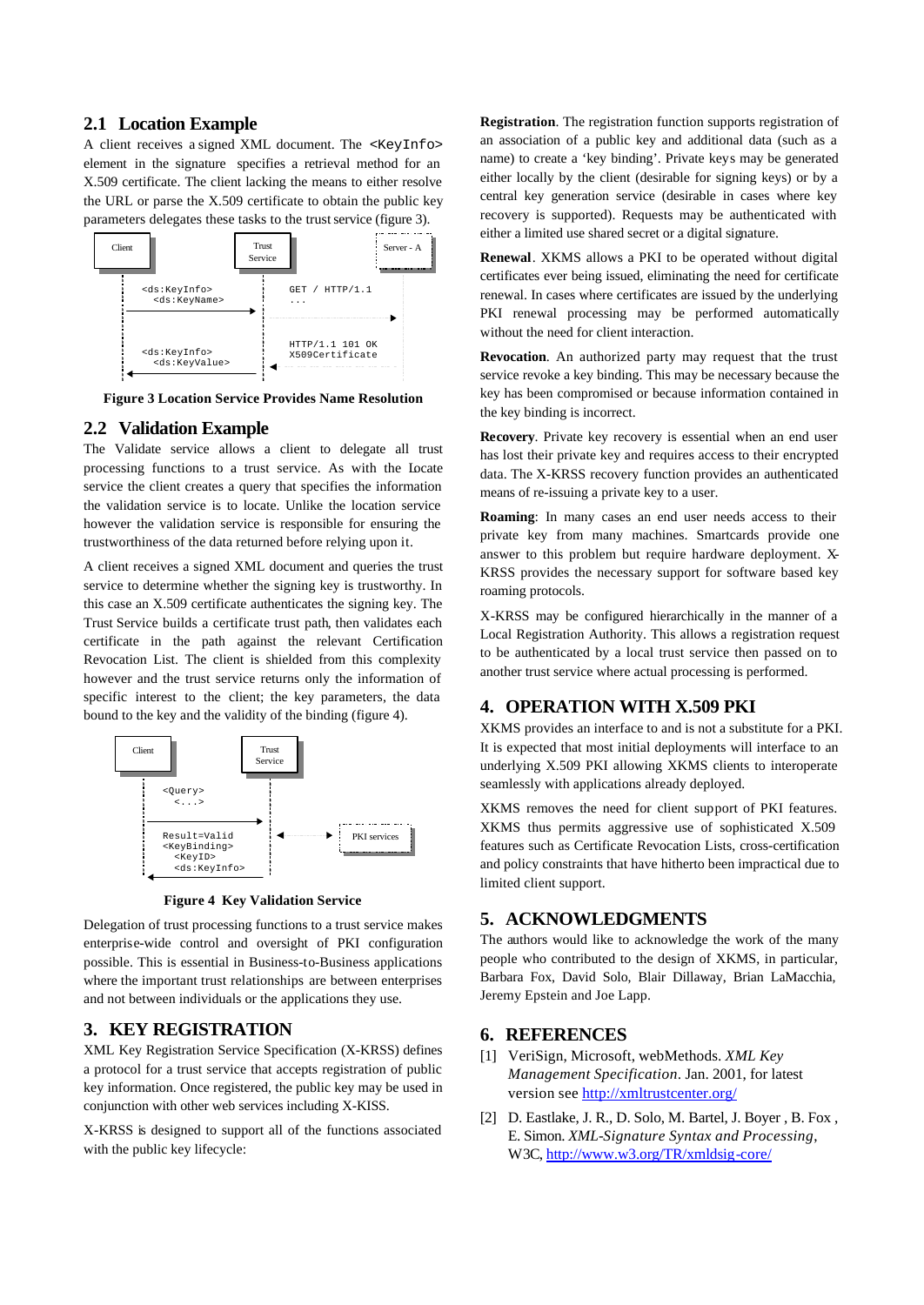## 2.1 Location Example

A client receives a signed XML document. The `<KeyInfo>` element in the signature specifies a retrieval method for an X.509 certificate. The client lacking the means to either resolve the URL or parse the X.509 certificate to obtain the public key parameters delegates these tasks to the trust service (figure 3).

Client

Trust Service

Server - A

```
<ds:KeyInfo>
  <ds:KeyName>
```

```
GET / HTTP/1.1
...
```

```
<ds:KeyInfo>
  <ds:KeyValue>
```

```
HTTP/1.1 101 OK
X509Certificate
```

**Figure 3 Location Service Provides Name Resolution**

## 2.2 Validation Example

The Validate service allows a client to delegate all trust processing functions to a trust service. As with the Locate service the client creates a query that specifies the information the validation service is to locate. Unlike the location service however the validation service is responsible for ensuring the trustworthiness of the data returned before relying upon it.

A client receives a signed XML document and queries the trust service to determine whether the signing key is trustworthy. In this case an X.509 certificate authenticates the signing key. The Trust Service builds a certificate trust path, then validates each certificate in the path against the relevant Certification Revocation List. The client is shielded from this complexity however and the trust service returns only the information of specific interest to the client; the key parameters, the data bound to the key and the validity of the binding (figure 4).

Client

Trust Service

PKI services

```
<Query>
  <...>
```

```
Result=Valid
<KeyBinding>
  <KeyID>
  <ds:KeyInfo>
```

**Figure 4 Key Validation Service**

Delegation of trust processing functions to a trust service makes enterprise-wide control and oversight of PKI configuration possible. This is essential in Business-to-Business applications where the important trust relationships are between enterprises and not between individuals or the applications they use.

## 3. KEY REGISTRATION

XML Key Registration Service Specification (X-KRSS) defines a protocol for a trust service that accepts registration of public key information. Once registered, the public key may be used in conjunction with other web services including X-KISS.

X-KRSS is designed to support all of the functions associated with the public key lifecycle:

**Registration**. The registration function supports registration of an association of a public key and additional data (such as a name) to create a 'key binding'. Private keys may be generated either locally by the client (desirable for signing keys) or by a central key generation service (desirable in cases where key recovery is supported). Requests may be authenticated with either a limited use shared secret or a digital signature.

**Renewal**. XKMS allows a PKI to be operated without digital certificates ever being issued, eliminating the need for certificate renewal. In cases where certificates are issued by the underlying PKI renewal processing may be performed automatically without the need for client interaction.

**Revocation**. An authorized party may request that the trust service revoke a key binding. This may be necessary because the key has been compromised or because information contained in the key binding is incorrect.

**Recovery**. Private key recovery is essential when an end user has lost their private key and requires access to their encrypted data. The X-KRSS recovery function provides an authenticated means of re-issuing a private key to a user.

**Roaming**: In many cases an end user needs access to their private key from many machines. Smartcards provide one answer to this problem but require hardware deployment. X-KRSS provides the necessary support for software based key roaming protocols.

X-KRSS may be configured hierarchically in the manner of a Local Registration Authority. This allows a registration request to be authenticated by a local trust service then passed on to another trust service where actual processing is performed.

## 4. OPERATION WITH X.509 PKI

XKMS provides an interface to and is not a substitute for a PKI. It is expected that most initial deployments will interface to an underlying X.509 PKI allowing XKMS clients to interoperate seamlessly with applications already deployed.

XKMS removes the need for client support of PKI features. XKMS thus permits aggressive use of sophisticated X.509 features such as Certificate Revocation Lists, cross-certification and policy constraints that have hitherto been impractical due to limited client support.

## 5. ACKNOWLEDGMENTS

The authors would like to acknowledge the work of the many people who contributed to the design of XKMS, in particular, Barbara Fox, David Solo, Blair Dillaway, Brian LaMacchia, Jeremy Epstein and Joe Lapp.

## 6. REFERENCES

[1] VeriSign, Microsoft, webMethods. *XML Key Management Specification*. Jan. 2001, for latest version see http://xmltrustcenter.org/

[2] D. Eastlake, J. R., D. Solo, M. Bartel, J. Boyer , B. Fox , E. Simon. *XML-Signature Syntax and Processing*, W3C, http://www.w3.org/TR/xmldsig-core/